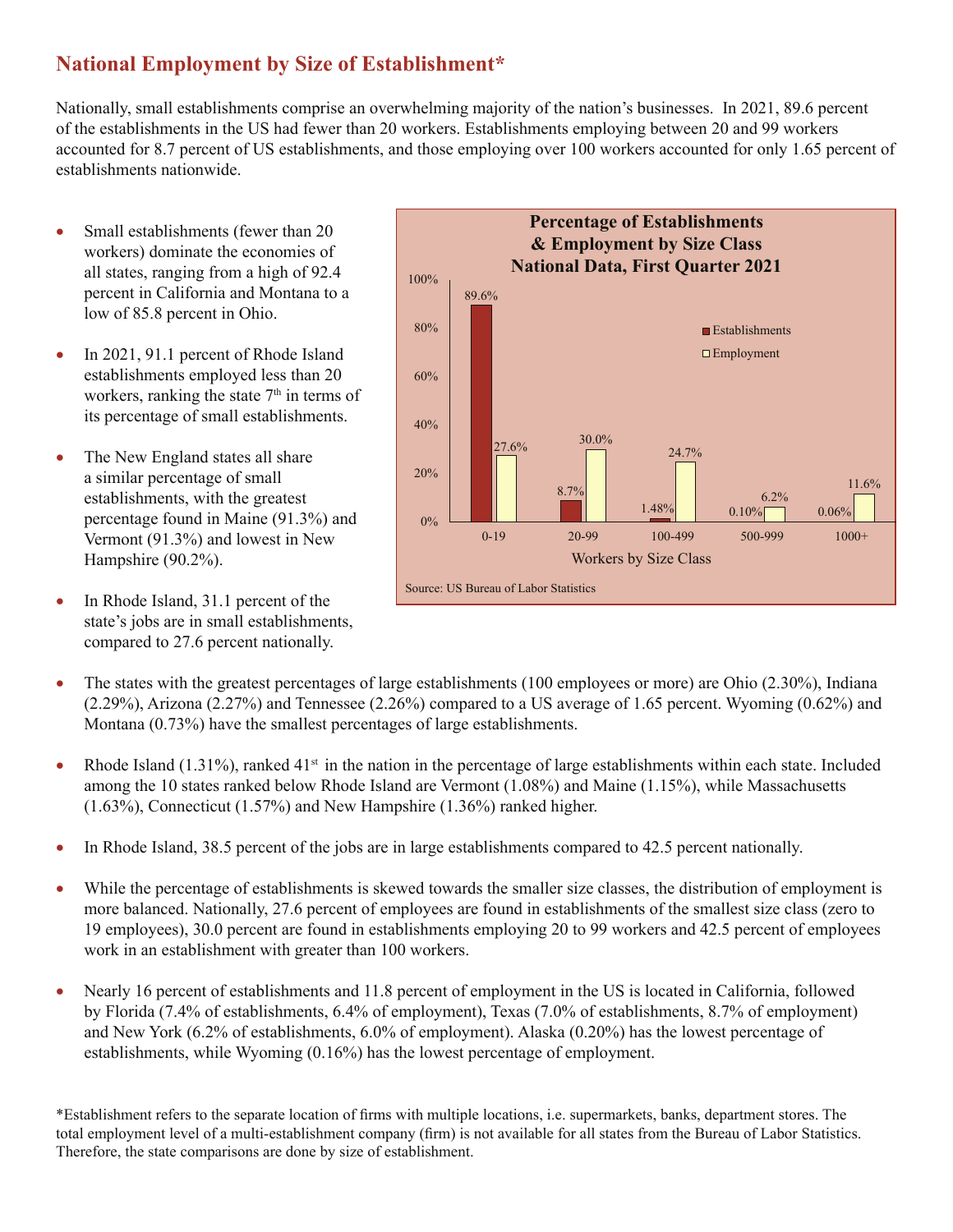## National Employment by Size of Establishment*

Nationally, small establishments comprise an overwhelming majority of the nation's businesses. In 2021, 89.6 percent of the establishments in the US had fewer than 20 workers. Establishments employing between 20 and 99 workers accounted for 8.7 percent of US establishments, and those employing over 100 workers accounted for only 1.65 percent of establishments nationwide.

- Small establishments (fewer than 20 workers) dominate the economies of all states, ranging from a high of 92.4 percent in California and Montana to a low of 85.8 percent in Ohio.
- In 2021, 91.1 percent of Rhode Island establishments employed less than 20 workers, ranking the state 7th in terms of its percentage of small establishments.
- The New England states all share a similar percentage of small establishments, with the greatest percentage found in Maine (91.3%) and Vermont (91.3%) and lowest in New Hampshire (90.2%).
- In Rhode Island, 31.1 percent of the state's jobs are in small establishments, compared to 27.6 percent nationally.

**Percentage of Establishments & Employment by Size Class National Data, First Quarter 2021**

| Workers by Size Class | Establishments | Employment |
|---|---|---|
| 0-19 | 89.6% | 27.6% |
| 20-99 | 8.7% | 30.0% |
| 100-499 | 1.48% | 24.7% |
| 500-999 | 0.10% | 6.2% |
| 1000+ | 0.06% | 11.6% |

Source: US Bureau of Labor Statistics

- The states with the greatest percentages of large establishments (100 employees or more) are Ohio (2.30%), Indiana (2.29%), Arizona (2.27%) and Tennessee (2.26%) compared to a US average of 1.65 percent. Wyoming (0.62%) and Montana (0.73%) have the smallest percentages of large establishments.
- Rhode Island (1.31%), ranked 41st in the nation in the percentage of large establishments within each state. Included among the 10 states ranked below Rhode Island are Vermont (1.08%) and Maine (1.15%), while Massachusetts (1.63%), Connecticut (1.57%) and New Hampshire (1.36%) ranked higher.
- In Rhode Island, 38.5 percent of the jobs are in large establishments compared to 42.5 percent nationally.
- While the percentage of establishments is skewed towards the smaller size classes, the distribution of employment is more balanced. Nationally, 27.6 percent of employees are found in establishments of the smallest size class (zero to 19 employees), 30.0 percent are found in establishments employing 20 to 99 workers and 42.5 percent of employees work in an establishment with greater than 100 workers.
- Nearly 16 percent of establishments and 11.8 percent of employment in the US is located in California, followed by Florida (7.4% of establishments, 6.4% of employment), Texas (7.0% of establishments, 8.7% of employment) and New York (6.2% of establishments, 6.0% of employment). Alaska (0.20%) has the lowest percentage of establishments, while Wyoming (0.16%) has the lowest percentage of employment.

*Establishment refers to the separate location of firms with multiple locations, i.e. supermarkets, banks, department stores. The total employment level of a multi-establishment company (firm) is not available for all states from the Bureau of Labor Statistics. Therefore, the state comparisons are done by size of establishment.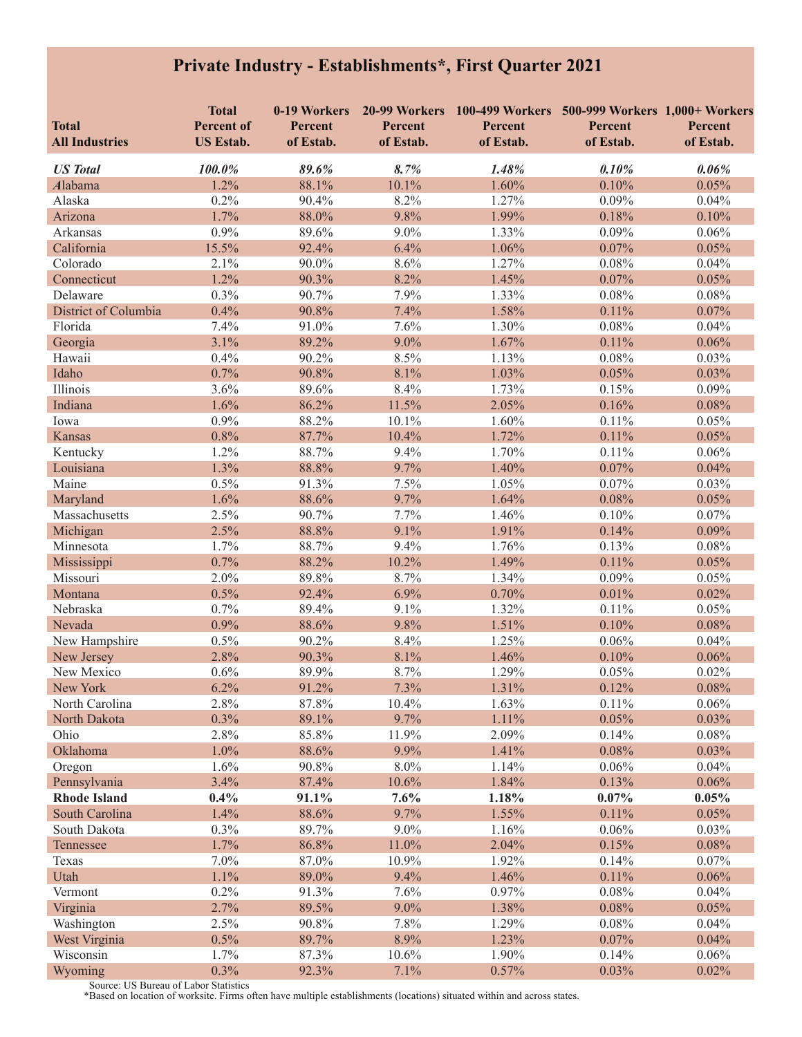# Private Industry - Establishments*, First Quarter 2021

| Total All Industries | Total Percent of US Estab. | 0-19 Workers Percent of Estab. | 20-99 Workers Percent of Estab. | 100-499 Workers Percent of Estab. | 500-999 Workers Percent of Estab. | 1,000+ Workers Percent of Estab. |
|---|---|---|---|---|---|---|
| ***US Total*** | ***100.0%*** | ***89.6%*** | ***8.7%*** | ***1.48%*** | ***0.10%*** | ***0.06%*** |
| Alabama | 1.2% | 88.1% | 10.1% | 1.60% | 0.10% | 0.05% |
| Alaska | 0.2% | 90.4% | 8.2% | 1.27% | 0.09% | 0.04% |
| Arizona | 1.7% | 88.0% | 9.8% | 1.99% | 0.18% | 0.10% |
| Arkansas | 0.9% | 89.6% | 9.0% | 1.33% | 0.09% | 0.06% |
| California | 15.5% | 92.4% | 6.4% | 1.06% | 0.07% | 0.05% |
| Colorado | 2.1% | 90.0% | 8.6% | 1.27% | 0.08% | 0.04% |
| Connecticut | 1.2% | 90.3% | 8.2% | 1.45% | 0.07% | 0.05% |
| Delaware | 0.3% | 90.7% | 7.9% | 1.33% | 0.08% | 0.08% |
| District of Columbia | 0.4% | 90.8% | 7.4% | 1.58% | 0.11% | 0.07% |
| Florida | 7.4% | 91.0% | 7.6% | 1.30% | 0.08% | 0.04% |
| Georgia | 3.1% | 89.2% | 9.0% | 1.67% | 0.11% | 0.06% |
| Hawaii | 0.4% | 90.2% | 8.5% | 1.13% | 0.08% | 0.03% |
| Idaho | 0.7% | 90.8% | 8.1% | 1.03% | 0.05% | 0.03% |
| Illinois | 3.6% | 89.6% | 8.4% | 1.73% | 0.15% | 0.09% |
| Indiana | 1.6% | 86.2% | 11.5% | 2.05% | 0.16% | 0.08% |
| Iowa | 0.9% | 88.2% | 10.1% | 1.60% | 0.11% | 0.05% |
| Kansas | 0.8% | 87.7% | 10.4% | 1.72% | 0.11% | 0.05% |
| Kentucky | 1.2% | 88.7% | 9.4% | 1.70% | 0.11% | 0.06% |
| Louisiana | 1.3% | 88.8% | 9.7% | 1.40% | 0.07% | 0.04% |
| Maine | 0.5% | 91.3% | 7.5% | 1.05% | 0.07% | 0.03% |
| Maryland | 1.6% | 88.6% | 9.7% | 1.64% | 0.08% | 0.05% |
| Massachusetts | 2.5% | 90.7% | 7.7% | 1.46% | 0.10% | 0.07% |
| Michigan | 2.5% | 88.8% | 9.1% | 1.91% | 0.14% | 0.09% |
| Minnesota | 1.7% | 88.7% | 9.4% | 1.76% | 0.13% | 0.08% |
| Mississippi | 0.7% | 88.2% | 10.2% | 1.49% | 0.11% | 0.05% |
| Missouri | 2.0% | 89.8% | 8.7% | 1.34% | 0.09% | 0.05% |
| Montana | 0.5% | 92.4% | 6.9% | 0.70% | 0.01% | 0.02% |
| Nebraska | 0.7% | 89.4% | 9.1% | 1.32% | 0.11% | 0.05% |
| Nevada | 0.9% | 88.6% | 9.8% | 1.51% | 0.10% | 0.08% |
| New Hampshire | 0.5% | 90.2% | 8.4% | 1.25% | 0.06% | 0.04% |
| New Jersey | 2.8% | 90.3% | 8.1% | 1.46% | 0.10% | 0.06% |
| New Mexico | 0.6% | 89.9% | 8.7% | 1.29% | 0.05% | 0.02% |
| New York | 6.2% | 91.2% | 7.3% | 1.31% | 0.12% | 0.08% |
| North Carolina | 2.8% | 87.8% | 10.4% | 1.63% | 0.11% | 0.06% |
| North Dakota | 0.3% | 89.1% | 9.7% | 1.11% | 0.05% | 0.03% |
| Ohio | 2.8% | 85.8% | 11.9% | 2.09% | 0.14% | 0.08% |
| Oklahoma | 1.0% | 88.6% | 9.9% | 1.41% | 0.08% | 0.03% |
| Oregon | 1.6% | 90.8% | 8.0% | 1.14% | 0.06% | 0.04% |
| Pennsylvania | 3.4% | 87.4% | 10.6% | 1.84% | 0.13% | 0.06% |
| **Rhode Island** | **0.4%** | **91.1%** | **7.6%** | **1.18%** | **0.07%** | **0.05%** |
| South Carolina | 1.4% | 88.6% | 9.7% | 1.55% | 0.11% | 0.05% |
| South Dakota | 0.3% | 89.7% | 9.0% | 1.16% | 0.06% | 0.03% |
| Tennessee | 1.7% | 86.8% | 11.0% | 2.04% | 0.15% | 0.08% |
| Texas | 7.0% | 87.0% | 10.9% | 1.92% | 0.14% | 0.07% |
| Utah | 1.1% | 89.0% | 9.4% | 1.46% | 0.11% | 0.06% |
| Vermont | 0.2% | 91.3% | 7.6% | 0.97% | 0.08% | 0.04% |
| Virginia | 2.7% | 89.5% | 9.0% | 1.38% | 0.08% | 0.05% |
| Washington | 2.5% | 90.8% | 7.8% | 1.29% | 0.08% | 0.04% |
| West Virginia | 0.5% | 89.7% | 8.9% | 1.23% | 0.07% | 0.04% |
| Wisconsin | 1.7% | 87.3% | 10.6% | 1.90% | 0.14% | 0.06% |
| Wyoming | 0.3% | 92.3% | 7.1% | 0.57% | 0.03% | 0.02% |

Source: US Bureau of Labor Statistics

*Based on location of worksite. Firms often have multiple establishments (locations) situated within and across states.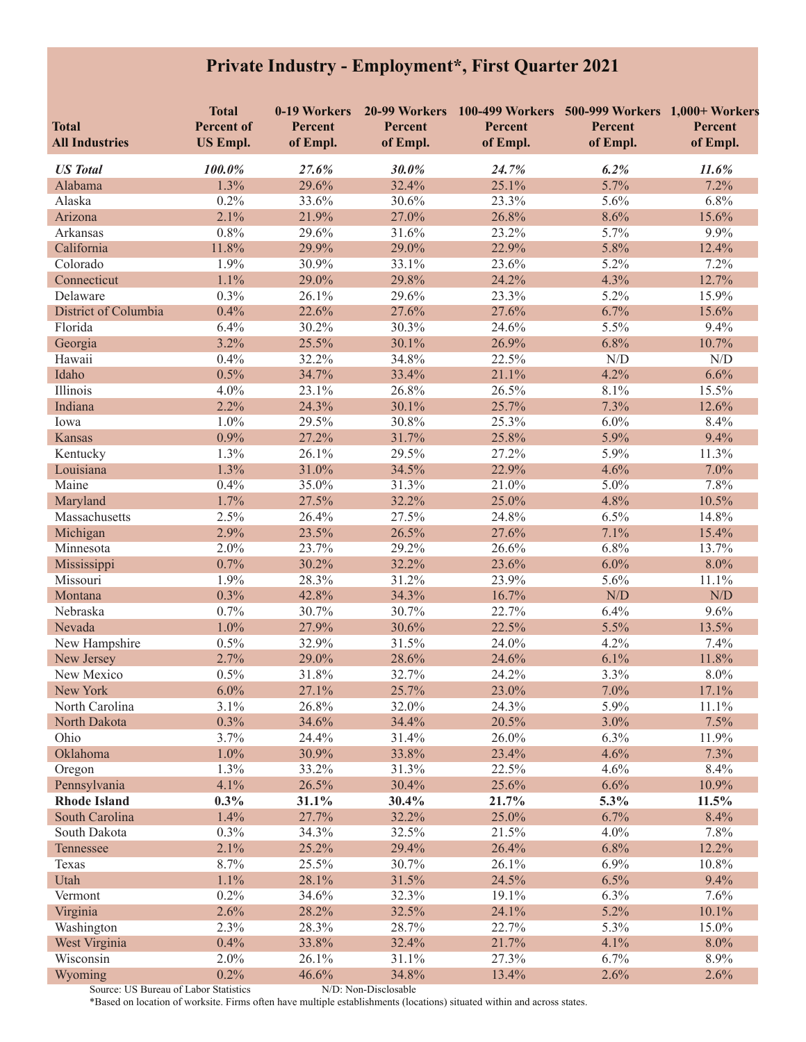# Private Industry - Employment*, First Quarter 2021

| Total All Industries | Total Percent of US Empl. | 0-19 Workers Percent of Empl. | 20-99 Workers Percent of Empl. | 100-499 Workers Percent of Empl. | 500-999 Workers Percent of Empl. | 1,000+ Workers Percent of Empl. |
|---|---|---|---|---|---|---|
| ***US Total*** | ***100.0%*** | ***27.6%*** | ***30.0%*** | ***24.7%*** | ***6.2%*** | ***11.6%*** |
| Alabama | 1.3% | 29.6% | 32.4% | 25.1% | 5.7% | 7.2% |
| Alaska | 0.2% | 33.6% | 30.6% | 23.3% | 5.6% | 6.8% |
| Arizona | 2.1% | 21.9% | 27.0% | 26.8% | 8.6% | 15.6% |
| Arkansas | 0.8% | 29.6% | 31.6% | 23.2% | 5.7% | 9.9% |
| California | 11.8% | 29.9% | 29.0% | 22.9% | 5.8% | 12.4% |
| Colorado | 1.9% | 30.9% | 33.1% | 23.6% | 5.2% | 7.2% |
| Connecticut | 1.1% | 29.0% | 29.8% | 24.2% | 4.3% | 12.7% |
| Delaware | 0.3% | 26.1% | 29.6% | 23.3% | 5.2% | 15.9% |
| District of Columbia | 0.4% | 22.6% | 27.6% | 27.6% | 6.7% | 15.6% |
| Florida | 6.4% | 30.2% | 30.3% | 24.6% | 5.5% | 9.4% |
| Georgia | 3.2% | 25.5% | 30.1% | 26.9% | 6.8% | 10.7% |
| Hawaii | 0.4% | 32.2% | 34.8% | 22.5% | N/D | N/D |
| Idaho | 0.5% | 34.7% | 33.4% | 21.1% | 4.2% | 6.6% |
| Illinois | 4.0% | 23.1% | 26.8% | 26.5% | 8.1% | 15.5% |
| Indiana | 2.2% | 24.3% | 30.1% | 25.7% | 7.3% | 12.6% |
| Iowa | 1.0% | 29.5% | 30.8% | 25.3% | 6.0% | 8.4% |
| Kansas | 0.9% | 27.2% | 31.7% | 25.8% | 5.9% | 9.4% |
| Kentucky | 1.3% | 26.1% | 29.5% | 27.2% | 5.9% | 11.3% |
| Louisiana | 1.3% | 31.0% | 34.5% | 22.9% | 4.6% | 7.0% |
| Maine | 0.4% | 35.0% | 31.3% | 21.0% | 5.0% | 7.8% |
| Maryland | 1.7% | 27.5% | 32.2% | 25.0% | 4.8% | 10.5% |
| Massachusetts | 2.5% | 26.4% | 27.5% | 24.8% | 6.5% | 14.8% |
| Michigan | 2.9% | 23.5% | 26.5% | 27.6% | 7.1% | 15.4% |
| Minnesota | 2.0% | 23.7% | 29.2% | 26.6% | 6.8% | 13.7% |
| Mississippi | 0.7% | 30.2% | 32.2% | 23.6% | 6.0% | 8.0% |
| Missouri | 1.9% | 28.3% | 31.2% | 23.9% | 5.6% | 11.1% |
| Montana | 0.3% | 42.8% | 34.3% | 16.7% | N/D | N/D |
| Nebraska | 0.7% | 30.7% | 30.7% | 22.7% | 6.4% | 9.6% |
| Nevada | 1.0% | 27.9% | 30.6% | 22.5% | 5.5% | 13.5% |
| New Hampshire | 0.5% | 32.9% | 31.5% | 24.0% | 4.2% | 7.4% |
| New Jersey | 2.7% | 29.0% | 28.6% | 24.6% | 6.1% | 11.8% |
| New Mexico | 0.5% | 31.8% | 32.7% | 24.2% | 3.3% | 8.0% |
| New York | 6.0% | 27.1% | 25.7% | 23.0% | 7.0% | 17.1% |
| North Carolina | 3.1% | 26.8% | 32.0% | 24.3% | 5.9% | 11.1% |
| North Dakota | 0.3% | 34.6% | 34.4% | 20.5% | 3.0% | 7.5% |
| Ohio | 3.7% | 24.4% | 31.4% | 26.0% | 6.3% | 11.9% |
| Oklahoma | 1.0% | 30.9% | 33.8% | 23.4% | 4.6% | 7.3% |
| Oregon | 1.3% | 33.2% | 31.3% | 22.5% | 4.6% | 8.4% |
| Pennsylvania | 4.1% | 26.5% | 30.4% | 25.6% | 6.6% | 10.9% |
| **Rhode Island** | **0.3%** | **31.1%** | **30.4%** | **21.7%** | **5.3%** | **11.5%** |
| South Carolina | 1.4% | 27.7% | 32.2% | 25.0% | 6.7% | 8.4% |
| South Dakota | 0.3% | 34.3% | 32.5% | 21.5% | 4.0% | 7.8% |
| Tennessee | 2.1% | 25.2% | 29.4% | 26.4% | 6.8% | 12.2% |
| Texas | 8.7% | 25.5% | 30.7% | 26.1% | 6.9% | 10.8% |
| Utah | 1.1% | 28.1% | 31.5% | 24.5% | 6.5% | 9.4% |
| Vermont | 0.2% | 34.6% | 32.3% | 19.1% | 6.3% | 7.6% |
| Virginia | 2.6% | 28.2% | 32.5% | 24.1% | 5.2% | 10.1% |
| Washington | 2.3% | 28.3% | 28.7% | 22.7% | 5.3% | 15.0% |
| West Virginia | 0.4% | 33.8% | 32.4% | 21.7% | 4.1% | 8.0% |
| Wisconsin | 2.0% | 26.1% | 31.1% | 27.3% | 6.7% | 8.9% |
| Wyoming | 0.2% | 46.6% | 34.8% | 13.4% | 2.6% | 2.6% |

Source: US Bureau of Labor Statistics N/D: Non-Disclosable

*Based on location of worksite. Firms often have multiple establishments (locations) situated within and across states.